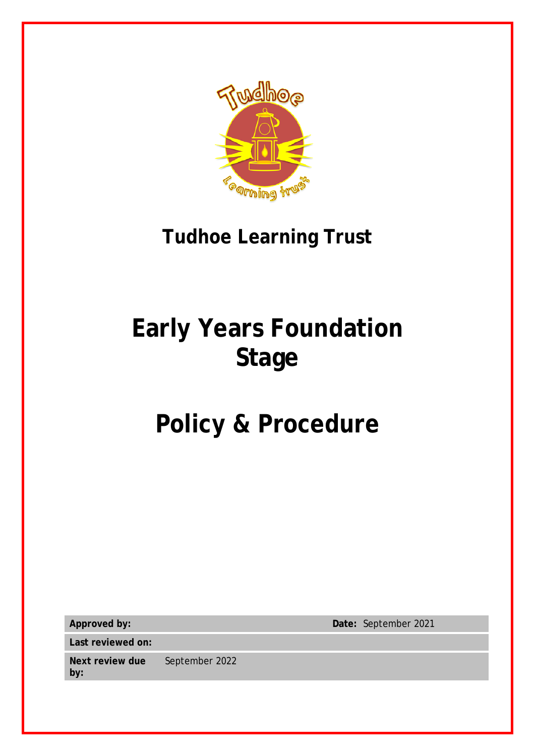# Tudhoe Learning Trust

# Early Years Foundation Stage

# Policy & Procedure

| **Approved by:** | | **Date:** September 2021 |
|---|---|---|
| **Last reviewed on:** | | |
| **Next review due by:** | September 2022 | |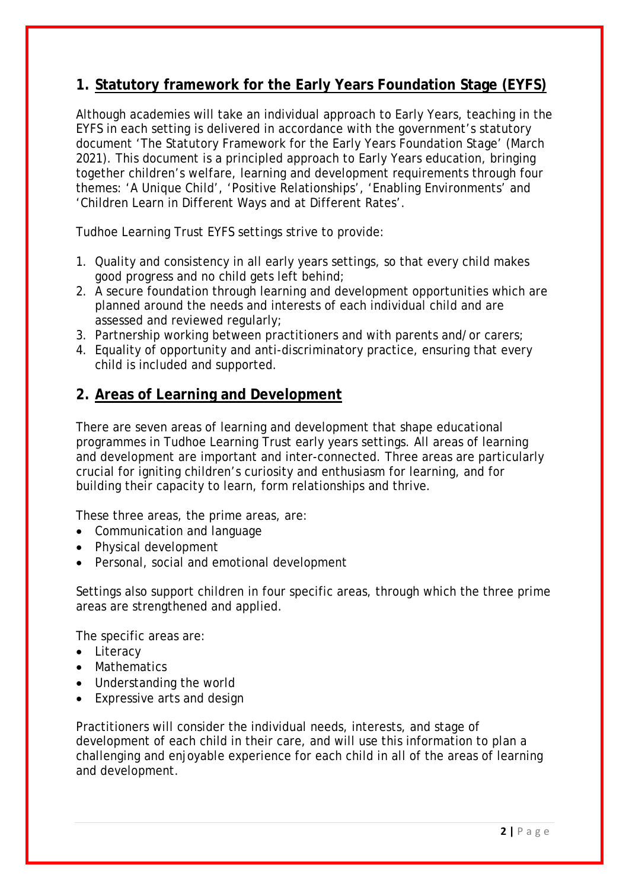## 1. Statutory framework for the Early Years Foundation Stage (EYFS)

Although academies will take an individual approach to Early Years, teaching in the EYFS in each setting is delivered in accordance with the government's statutory document 'The Statutory Framework for the Early Years Foundation Stage' (March 2021). This document is a principled approach to Early Years education, bringing together children's welfare, learning and development requirements through four themes: 'A Unique Child', 'Positive Relationships', 'Enabling Environments' and 'Children Learn in Different Ways and at Different Rates'.

Tudhoe Learning Trust EYFS settings strive to provide:

1. Quality and consistency in all early years settings, so that every child makes good progress and no child gets left behind;
2. A secure foundation through learning and development opportunities which are planned around the needs and interests of each individual child and are assessed and reviewed regularly;
3. Partnership working between practitioners and with parents and/or carers;
4. Equality of opportunity and anti-discriminatory practice, ensuring that every child is included and supported.

## 2. Areas of Learning and Development

There are seven areas of learning and development that shape educational programmes in Tudhoe Learning Trust early years settings. All areas of learning and development are important and inter-connected. Three areas are particularly crucial for igniting children's curiosity and enthusiasm for learning, and for building their capacity to learn, form relationships and thrive.

These three areas, the prime areas, are:

- Communication and language
- Physical development
- Personal, social and emotional development

Settings also support children in four specific areas, through which the three prime areas are strengthened and applied.

The specific areas are:

- Literacy
- Mathematics
- Understanding the world
- Expressive arts and design

Practitioners will consider the individual needs, interests, and stage of development of each child in their care, and will use this information to plan a challenging and enjoyable experience for each child in all of the areas of learning and development.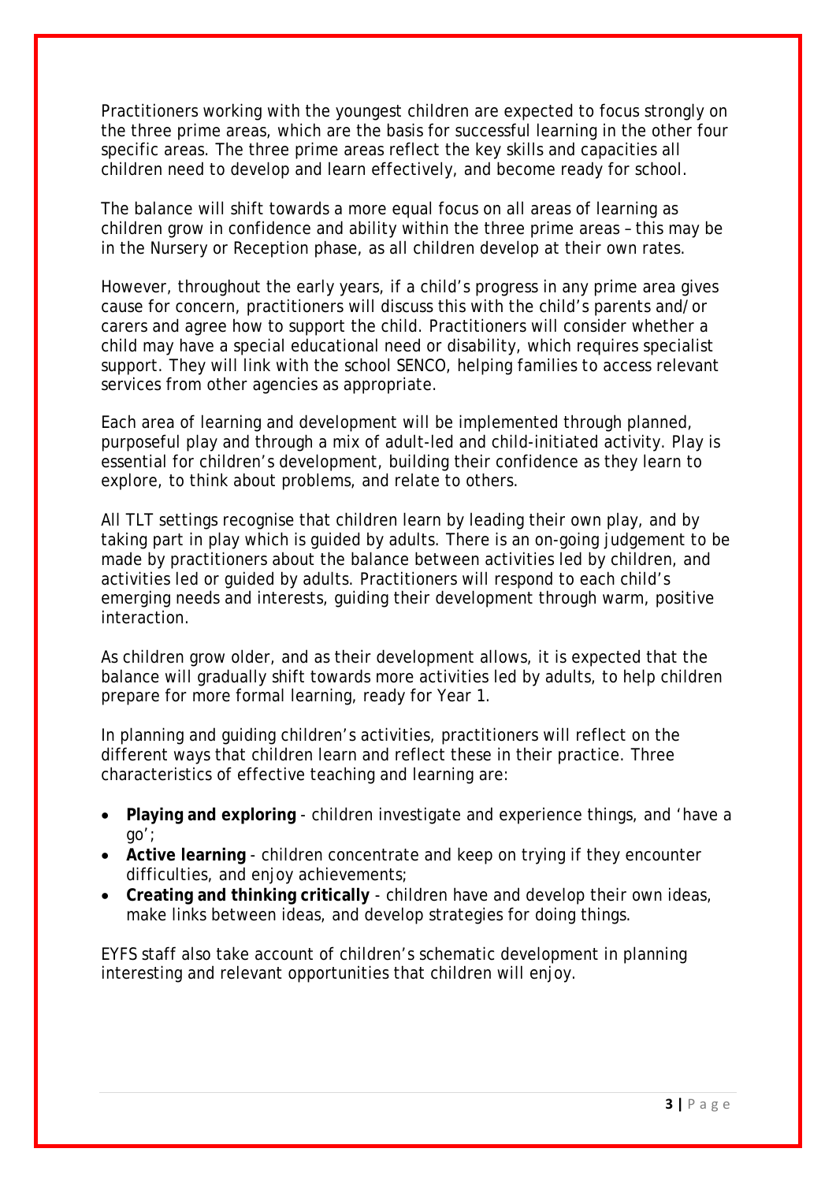Practitioners working with the youngest children are expected to focus strongly on the three prime areas, which are the basis for successful learning in the other four specific areas. The three prime areas reflect the key skills and capacities all children need to develop and learn effectively, and become ready for school.

The balance will shift towards a more equal focus on all areas of learning as children grow in confidence and ability within the three prime areas – this may be in the Nursery or Reception phase, as all children develop at their own rates.

However, throughout the early years, if a child's progress in any prime area gives cause for concern, practitioners will discuss this with the child's parents and/or carers and agree how to support the child. Practitioners will consider whether a child may have a special educational need or disability, which requires specialist support. They will link with the school SENCO, helping families to access relevant services from other agencies as appropriate.

Each area of learning and development will be implemented through planned, purposeful play and through a mix of adult-led and child-initiated activity. Play is essential for children's development, building their confidence as they learn to explore, to think about problems, and relate to others.

All TLT settings recognise that children learn by leading their own play, and by taking part in play which is guided by adults. There is an on-going judgement to be made by practitioners about the balance between activities led by children, and activities led or guided by adults. Practitioners will respond to each child's emerging needs and interests, guiding their development through warm, positive interaction.

As children grow older, and as their development allows, it is expected that the balance will gradually shift towards more activities led by adults, to help children prepare for more formal learning, ready for Year 1.

In planning and guiding children's activities, practitioners will reflect on the different ways that children learn and reflect these in their practice. Three characteristics of effective teaching and learning are:

- **Playing and exploring** - children investigate and experience things, and 'have a go';
- **Active learning** - children concentrate and keep on trying if they encounter difficulties, and enjoy achievements;
- **Creating and thinking critically** - children have and develop their own ideas, make links between ideas, and develop strategies for doing things.

EYFS staff also take account of children's schematic development in planning interesting and relevant opportunities that children will enjoy.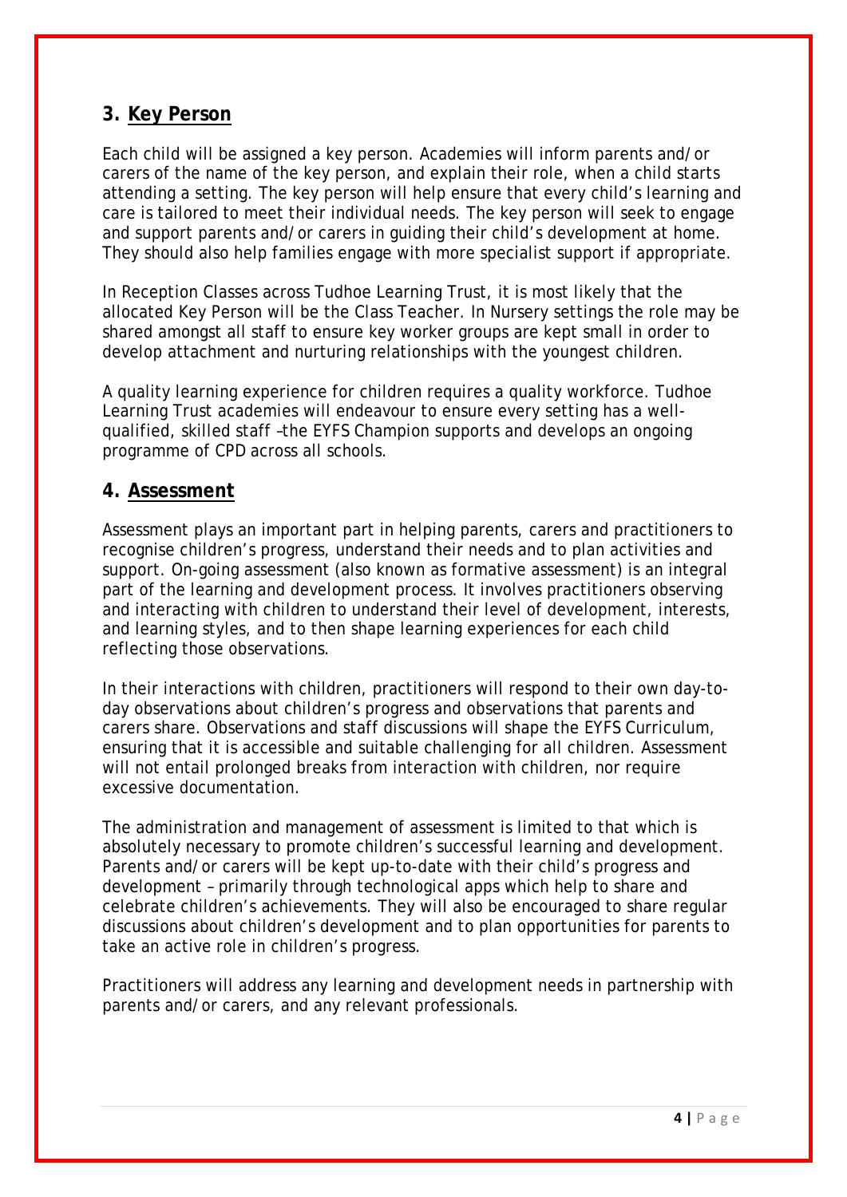## 3. Key Person

Each child will be assigned a key person. Academies will inform parents and/or carers of the name of the key person, and explain their role, when a child starts attending a setting. The key person will help ensure that every child's learning and care is tailored to meet their individual needs. The key person will seek to engage and support parents and/or carers in guiding their child's development at home. They should also help families engage with more specialist support if appropriate.

In Reception Classes across Tudhoe Learning Trust, it is most likely that the allocated Key Person will be the Class Teacher. In Nursery settings the role may be shared amongst all staff to ensure key worker groups are kept small in order to develop attachment and nurturing relationships with the youngest children.

A quality learning experience for children requires a quality workforce. Tudhoe Learning Trust academies will endeavour to ensure every setting has a well-qualified, skilled staff –the EYFS Champion supports and develops an ongoing programme of CPD across all schools.

## 4. Assessment

Assessment plays an important part in helping parents, carers and practitioners to recognise children's progress, understand their needs and to plan activities and support. On-going assessment (also known as formative assessment) is an integral part of the learning and development process. It involves practitioners observing and interacting with children to understand their level of development, interests, and learning styles, and to then shape learning experiences for each child reflecting those observations.

In their interactions with children, practitioners will respond to their own day-to-day observations about children's progress and observations that parents and carers share. Observations and staff discussions will shape the EYFS Curriculum, ensuring that it is accessible and suitable challenging for all children. Assessment will not entail prolonged breaks from interaction with children, nor require excessive documentation.

The administration and management of assessment is limited to that which is absolutely necessary to promote children's successful learning and development. Parents and/or carers will be kept up-to-date with their child's progress and development – primarily through technological apps which help to share and celebrate children's achievements. They will also be encouraged to share regular discussions about children's development and to plan opportunities for parents to take an active role in children's progress.

Practitioners will address any learning and development needs in partnership with parents and/or carers, and any relevant professionals.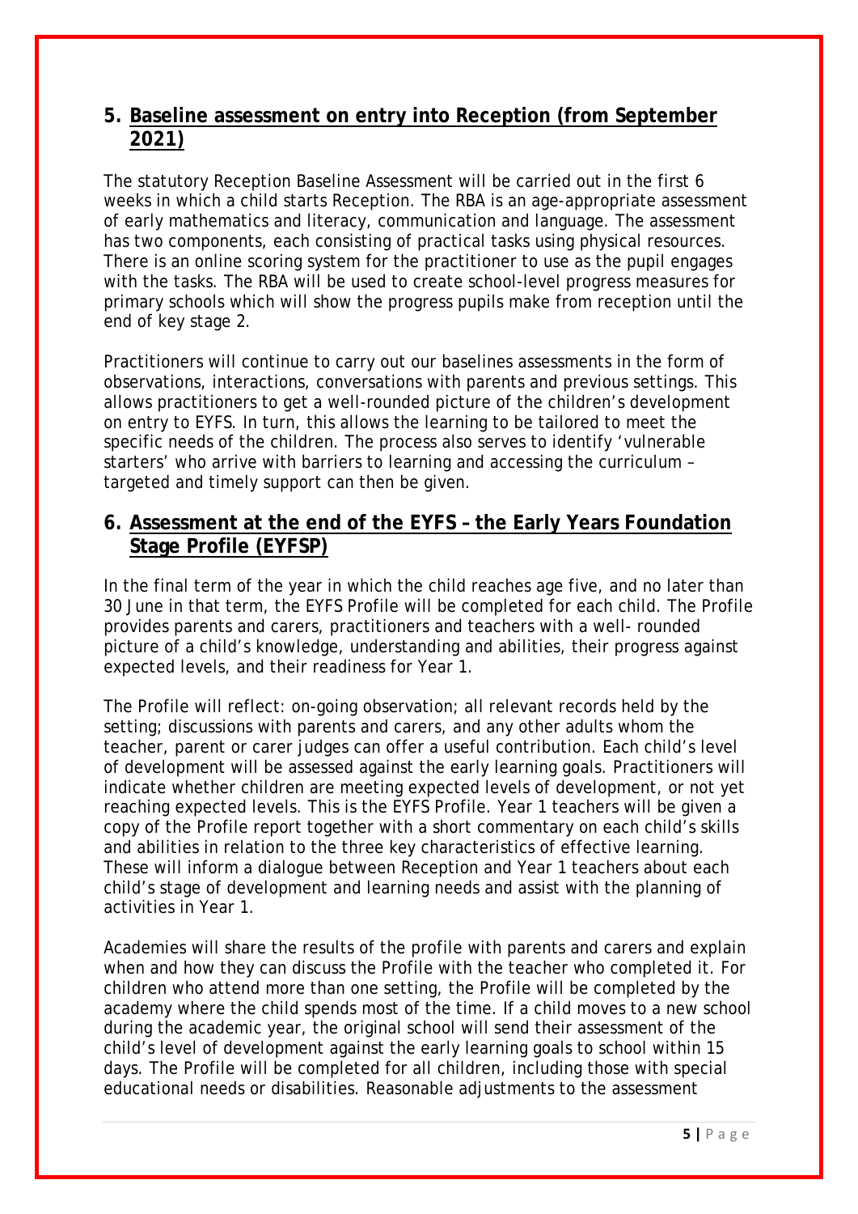## 5. Baseline assessment on entry into Reception (from September 2021)

The statutory Reception Baseline Assessment will be carried out in the first 6 weeks in which a child starts Reception. The RBA is an age-appropriate assessment of early mathematics and literacy, communication and language. The assessment has two components, each consisting of practical tasks using physical resources. There is an online scoring system for the practitioner to use as the pupil engages with the tasks. The RBA will be used to create school-level progress measures for primary schools which will show the progress pupils make from reception until the end of key stage 2.

Practitioners will continue to carry out our baselines assessments in the form of observations, interactions, conversations with parents and previous settings. This allows practitioners to get a well-rounded picture of the children's development on entry to EYFS. In turn, this allows the learning to be tailored to meet the specific needs of the children. The process also serves to identify 'vulnerable starters' who arrive with barriers to learning and accessing the curriculum – targeted and timely support can then be given.

## 6. Assessment at the end of the EYFS – the Early Years Foundation Stage Profile (EYFSP)

In the final term of the year in which the child reaches age five, and no later than 30 June in that term, the EYFS Profile will be completed for each child. The Profile provides parents and carers, practitioners and teachers with a well- rounded picture of a child's knowledge, understanding and abilities, their progress against expected levels, and their readiness for Year 1.

The Profile will reflect: on-going observation; all relevant records held by the setting; discussions with parents and carers, and any other adults whom the teacher, parent or carer judges can offer a useful contribution. Each child's level of development will be assessed against the early learning goals. Practitioners will indicate whether children are meeting expected levels of development, or not yet reaching expected levels. This is the EYFS Profile. Year 1 teachers will be given a copy of the Profile report together with a short commentary on each child's skills and abilities in relation to the three key characteristics of effective learning. These will inform a dialogue between Reception and Year 1 teachers about each child's stage of development and learning needs and assist with the planning of activities in Year 1.

Academies will share the results of the profile with parents and carers and explain when and how they can discuss the Profile with the teacher who completed it. For children who attend more than one setting, the Profile will be completed by the academy where the child spends most of the time. If a child moves to a new school during the academic year, the original school will send their assessment of the child's level of development against the early learning goals to school within 15 days. The Profile will be completed for all children, including those with special educational needs or disabilities. Reasonable adjustments to the assessment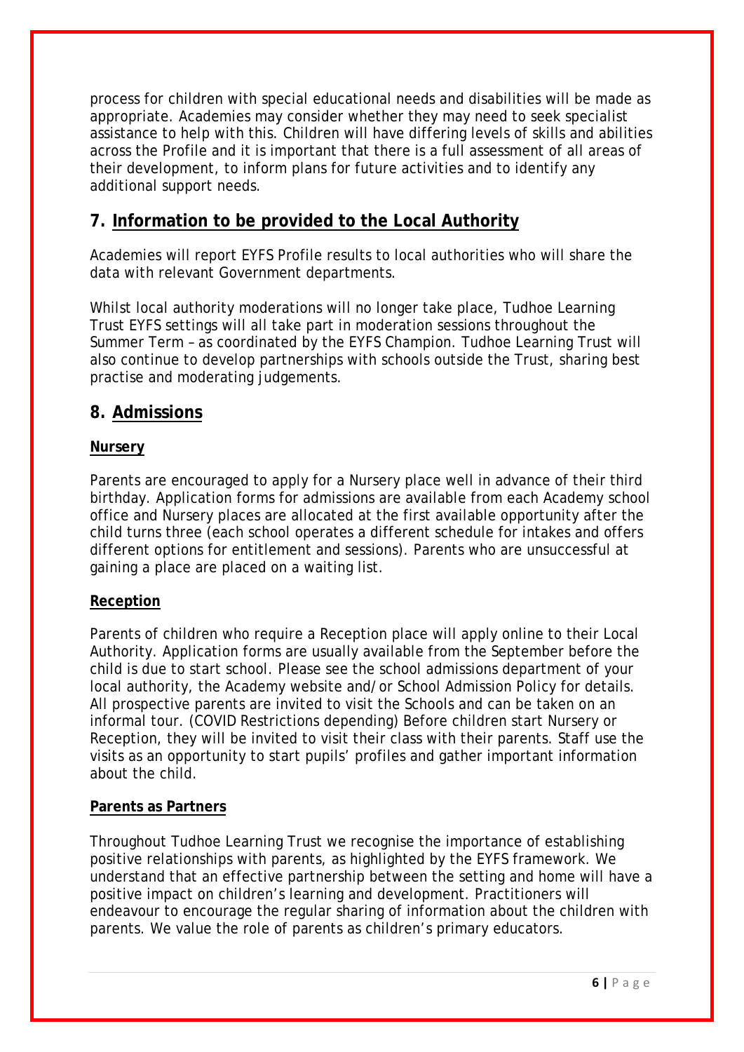process for children with special educational needs and disabilities will be made as appropriate. Academies may consider whether they may need to seek specialist assistance to help with this. Children will have differing levels of skills and abilities across the Profile and it is important that there is a full assessment of all areas of their development, to inform plans for future activities and to identify any additional support needs.

## 7. Information to be provided to the Local Authority

Academies will report EYFS Profile results to local authorities who will share the data with relevant Government departments.

Whilst local authority moderations will no longer take place, Tudhoe Learning Trust EYFS settings will all take part in moderation sessions throughout the Summer Term – as coordinated by the EYFS Champion. Tudhoe Learning Trust will also continue to develop partnerships with schools outside the Trust, sharing best practise and moderating judgements.

## 8. Admissions

### Nursery

Parents are encouraged to apply for a Nursery place well in advance of their third birthday. Application forms for admissions are available from each Academy school office and Nursery places are allocated at the first available opportunity after the child turns three (each school operates a different schedule for intakes and offers different options for entitlement and sessions). Parents who are unsuccessful at gaining a place are placed on a waiting list.

### Reception

Parents of children who require a Reception place will apply online to their Local Authority. Application forms are usually available from the September before the child is due to start school. Please see the school admissions department of your local authority, the Academy website and/or School Admission Policy for details. All prospective parents are invited to visit the Schools and can be taken on an informal tour. (COVID Restrictions depending) Before children start Nursery or Reception, they will be invited to visit their class with their parents. Staff use the visits as an opportunity to start pupils' profiles and gather important information about the child.

### Parents as Partners

Throughout Tudhoe Learning Trust we recognise the importance of establishing positive relationships with parents, as highlighted by the EYFS framework. We understand that an effective partnership between the setting and home will have a positive impact on children's learning and development. Practitioners will endeavour to encourage the regular sharing of information about the children with parents. We value the role of parents as children's primary educators.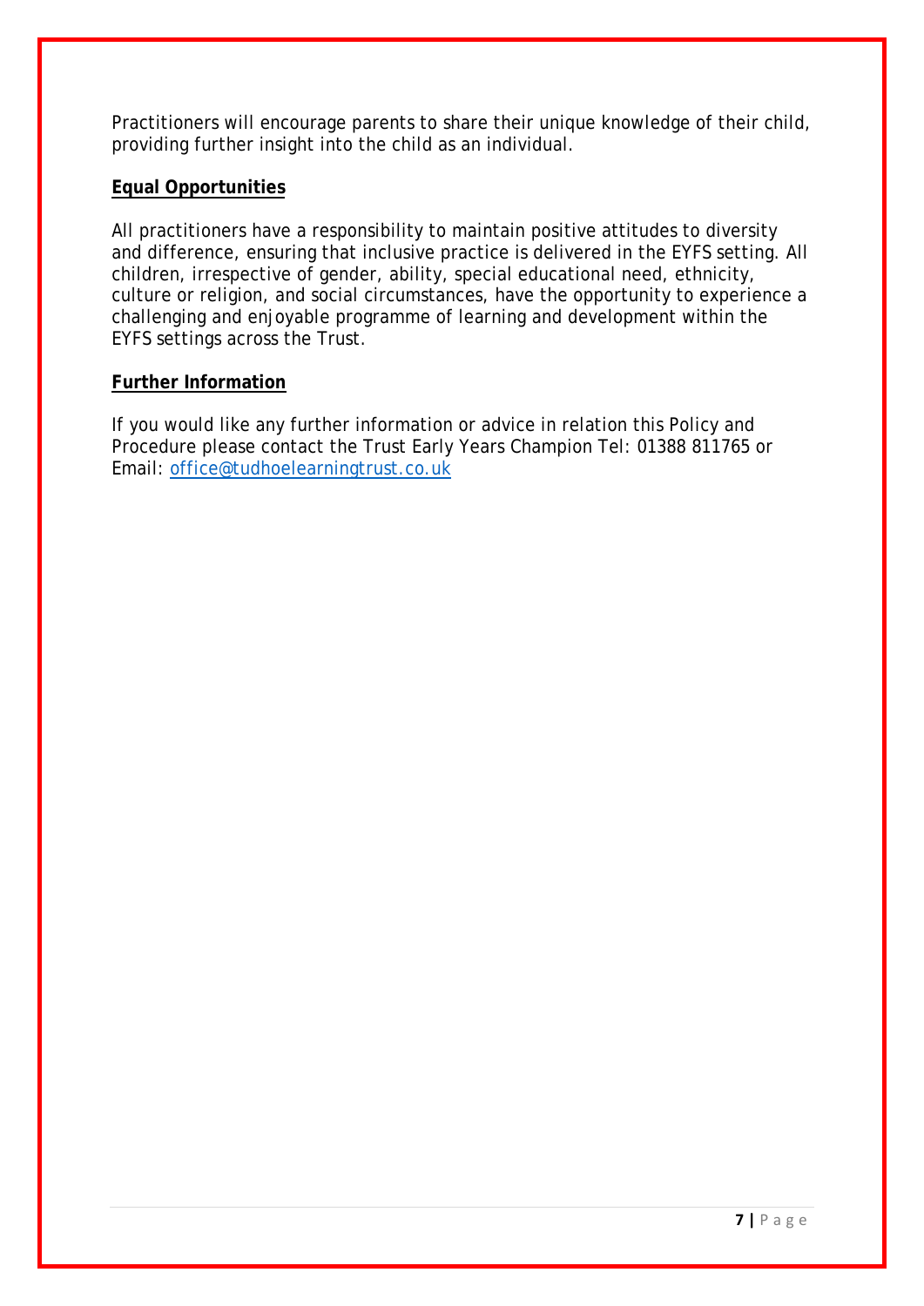Practitioners will encourage parents to share their unique knowledge of their child, providing further insight into the child as an individual.

**Equal Opportunities**

All practitioners have a responsibility to maintain positive attitudes to diversity and difference, ensuring that inclusive practice is delivered in the EYFS setting. All children, irrespective of gender, ability, special educational need, ethnicity, culture or religion, and social circumstances, have the opportunity to experience a challenging and enjoyable programme of learning and development within the EYFS settings across the Trust.

**Further Information**

If you would like any further information or advice in relation this Policy and Procedure please contact the Trust Early Years Champion Tel: 01388 811765 or Email: office@tudhoelearningtrust.co.uk